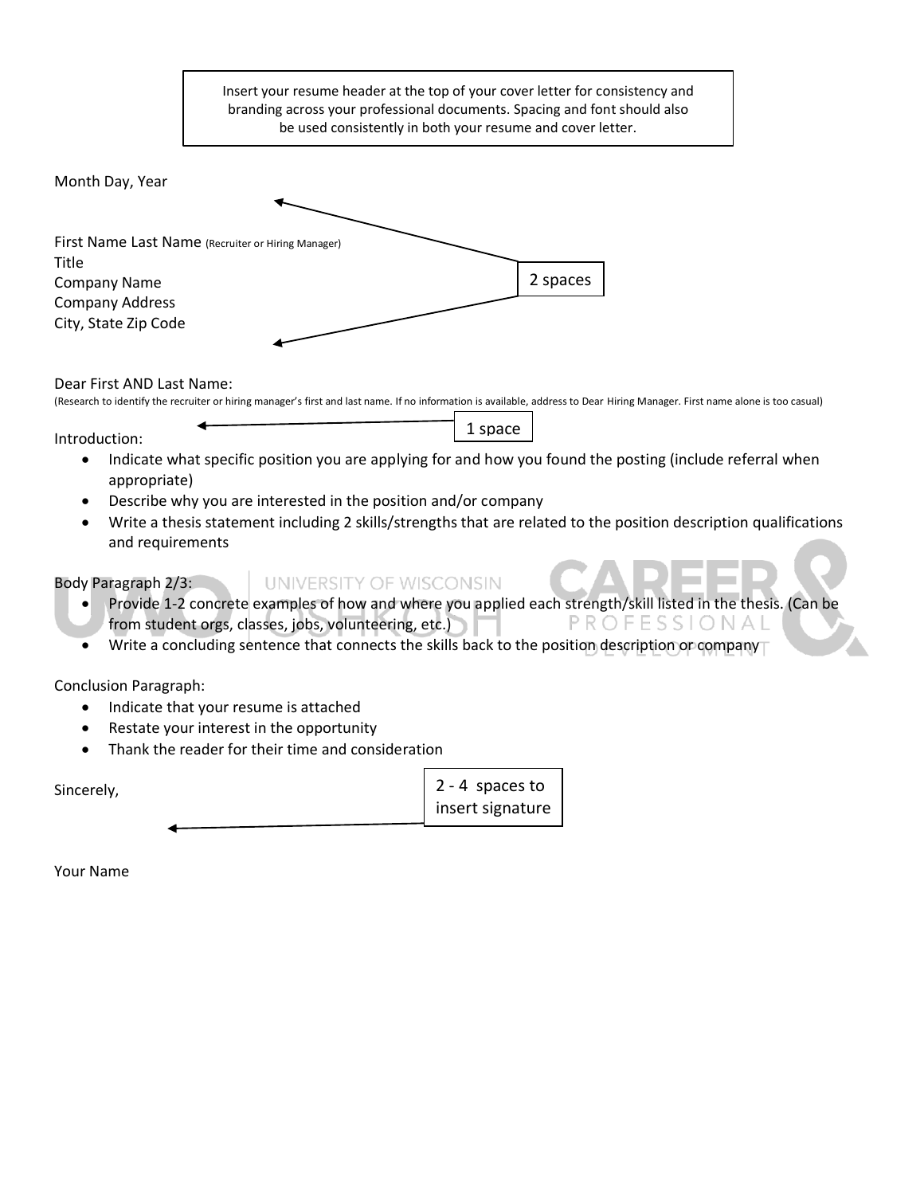Insert your resume header at the top of your cover letter for consistency and branding across your professional documents. Spacing and font should also be used consistently in both your resume and cover letter.

Month Day, Year

2 spaces

First Name Last Name (Recruiter or Hiring Manager)
Title
Company Name
Company Address
City, State Zip Code

Dear First AND Last Name:
(Research to identify the recruiter or hiring manager's first and last name. If no information is available, address to Dear Hiring Manager. First name alone is too casual)

1 space

Introduction:

- Indicate what specific position you are applying for and how you found the posting (include referral when appropriate)
- Describe why you are interested in the position and/or company
- Write a thesis statement including 2 skills/strengths that are related to the position description qualifications and requirements

Body Paragraph 2/3:

- Provide 1-2 concrete examples of how and where you applied each strength/skill listed in the thesis. (Can be from student orgs, classes, jobs, volunteering, etc.)
- Write a concluding sentence that connects the skills back to the position description or company

Conclusion Paragraph:

- Indicate that your resume is attached
- Restate your interest in the opportunity
- Thank the reader for their time and consideration

Sincerely,

2 - 4 spaces to insert signature

Your Name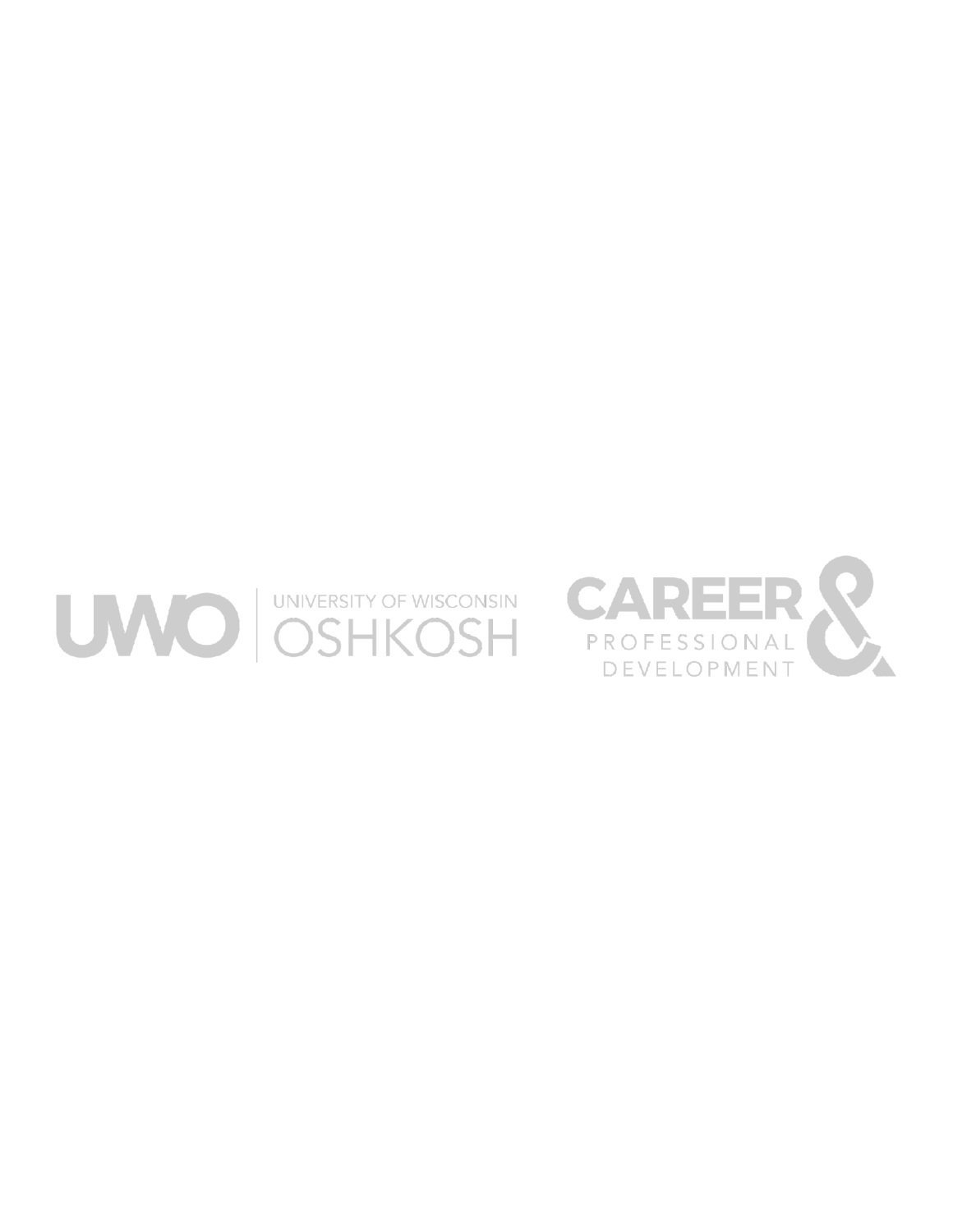UWO | UNIVERSITY OF WISCONSIN OSHKOSH

CAREER & PROFESSIONAL DEVELOPMENT